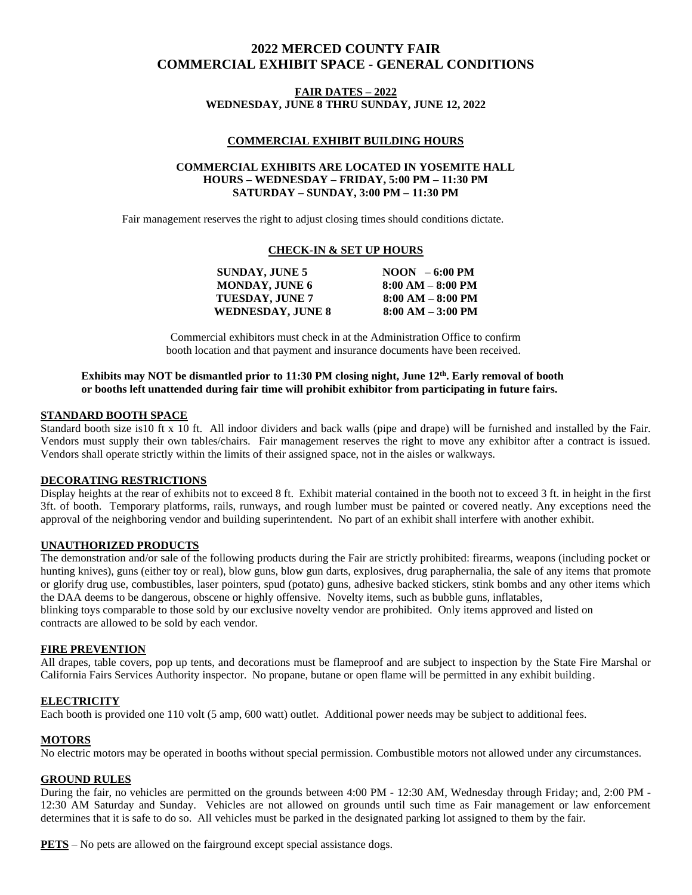# 2022 MERCED COUNTY FAIR
# COMMERCIAL EXHIBIT SPACE - GENERAL CONDITIONS

**FAIR DATES – 2022**
**WEDNESDAY, JUNE 8 THRU SUNDAY, JUNE 12, 2022**

**COMMERCIAL EXHIBIT BUILDING HOURS**

**COMMERCIAL EXHIBITS ARE LOCATED IN YOSEMITE HALL**
**HOURS – WEDNESDAY – FRIDAY, 5:00 PM – 11:30 PM**
**SATURDAY – SUNDAY, 3:00 PM – 11:30 PM**

Fair management reserves the right to adjust closing times should conditions dictate.

**CHECK-IN & SET UP HOURS**

| | |
|---|---|
| **SUNDAY, JUNE 5** | **NOON – 6:00 PM** |
| **MONDAY, JUNE 6** | **8:00 AM – 8:00 PM** |
| **TUESDAY, JUNE 7** | **8:00 AM – 8:00 PM** |
| **WEDNESDAY, JUNE 8** | **8:00 AM – 3:00 PM** |

Commercial exhibitors must check in at the Administration Office to confirm booth location and that payment and insurance documents have been received.

**Exhibits may NOT be dismantled prior to 11:30 PM closing night, June 12th. Early removal of booth or booths left unattended during fair time will prohibit exhibitor from participating in future fairs.**

**STANDARD BOOTH SPACE**

Standard booth size is10 ft x 10 ft. All indoor dividers and back walls (pipe and drape) will be furnished and installed by the Fair. Vendors must supply their own tables/chairs. Fair management reserves the right to move any exhibitor after a contract is issued. Vendors shall operate strictly within the limits of their assigned space, not in the aisles or walkways.

**DECORATING RESTRICTIONS**

Display heights at the rear of exhibits not to exceed 8 ft. Exhibit material contained in the booth not to exceed 3 ft. in height in the first 3ft. of booth. Temporary platforms, rails, runways, and rough lumber must be painted or covered neatly. Any exceptions need the approval of the neighboring vendor and building superintendent. No part of an exhibit shall interfere with another exhibit.

**UNAUTHORIZED PRODUCTS**

The demonstration and/or sale of the following products during the Fair are strictly prohibited: firearms, weapons (including pocket or hunting knives), guns (either toy or real), blow guns, blow gun darts, explosives, drug paraphernalia, the sale of any items that promote or glorify drug use, combustibles, laser pointers, spud (potato) guns, adhesive backed stickers, stink bombs and any other items which the DAA deems to be dangerous, obscene or highly offensive. Novelty items, such as bubble guns, inflatables, blinking toys comparable to those sold by our exclusive novelty vendor are prohibited. Only items approved and listed on contracts are allowed to be sold by each vendor.

**FIRE PREVENTION**

All drapes, table covers, pop up tents, and decorations must be flameproof and are subject to inspection by the State Fire Marshal or California Fairs Services Authority inspector. No propane, butane or open flame will be permitted in any exhibit building.

**ELECTRICITY**

Each booth is provided one 110 volt (5 amp, 600 watt) outlet. Additional power needs may be subject to additional fees.

**MOTORS**

No electric motors may be operated in booths without special permission. Combustible motors not allowed under any circumstances.

**GROUND RULES**

During the fair, no vehicles are permitted on the grounds between 4:00 PM - 12:30 AM, Wednesday through Friday; and, 2:00 PM - 12:30 AM Saturday and Sunday. Vehicles are not allowed on grounds until such time as Fair management or law enforcement determines that it is safe to do so. All vehicles must be parked in the designated parking lot assigned to them by the fair.

**PETS** – No pets are allowed on the fairground except special assistance dogs.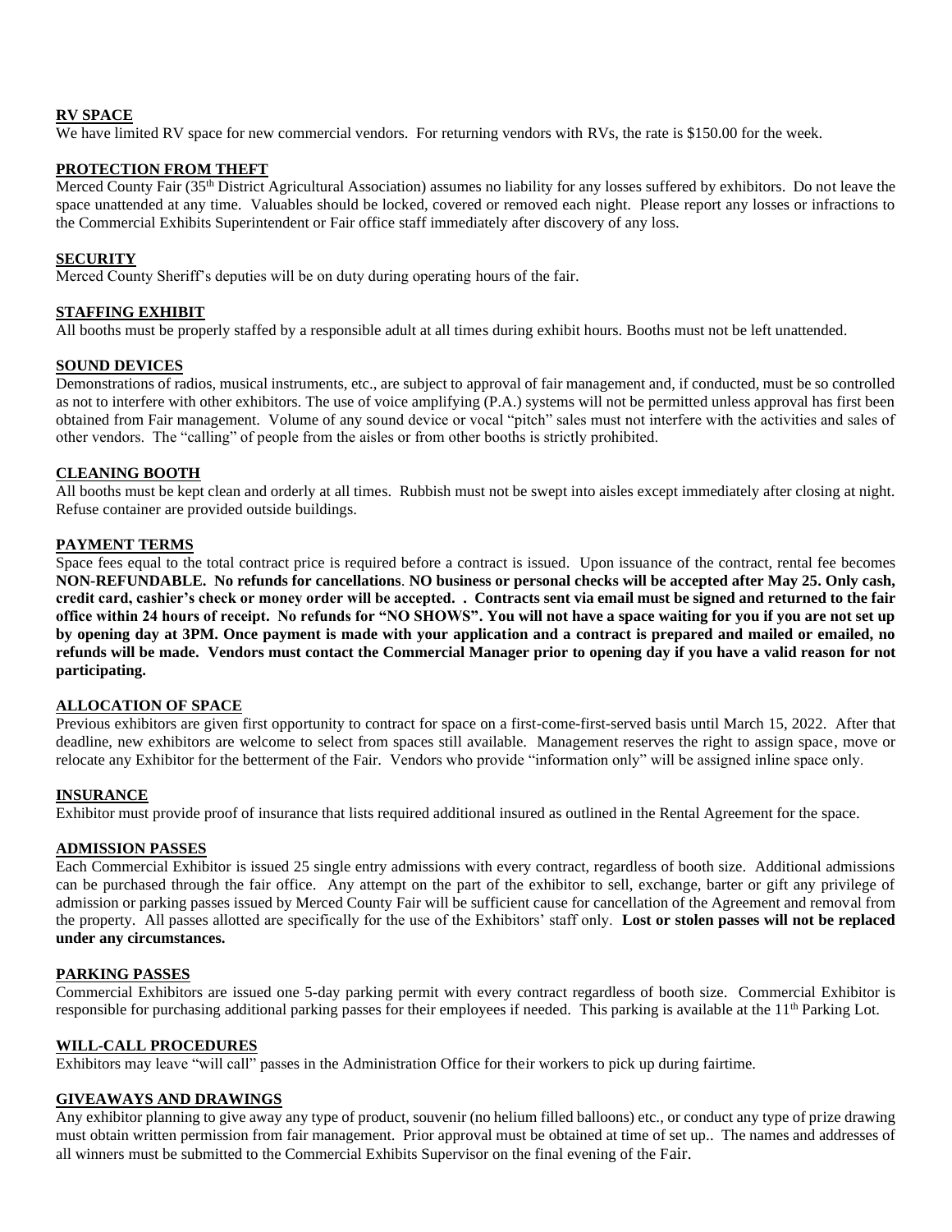## RV SPACE

We have limited RV space for new commercial vendors. For returning vendors with RVs, the rate is $150.00 for the week.

## PROTECTION FROM THEFT

Merced County Fair (35th District Agricultural Association) assumes no liability for any losses suffered by exhibitors. Do not leave the space unattended at any time. Valuables should be locked, covered or removed each night. Please report any losses or infractions to the Commercial Exhibits Superintendent or Fair office staff immediately after discovery of any loss.

## SECURITY

Merced County Sheriff's deputies will be on duty during operating hours of the fair.

## STAFFING EXHIBIT

All booths must be properly staffed by a responsible adult at all times during exhibit hours. Booths must not be left unattended.

## SOUND DEVICES

Demonstrations of radios, musical instruments, etc., are subject to approval of fair management and, if conducted, must be so controlled as not to interfere with other exhibitors. The use of voice amplifying (P.A.) systems will not be permitted unless approval has first been obtained from Fair management. Volume of any sound device or vocal "pitch" sales must not interfere with the activities and sales of other vendors. The "calling" of people from the aisles or from other booths is strictly prohibited.

## CLEANING BOOTH

All booths must be kept clean and orderly at all times. Rubbish must not be swept into aisles except immediately after closing at night. Refuse container are provided outside buildings.

## PAYMENT TERMS

Space fees equal to the total contract price is required before a contract is issued. Upon issuance of the contract, rental fee becomes **NON-REFUNDABLE. No refunds for cancellations**. **NO business or personal checks will be accepted after May 25. Only cash, credit card, cashier's check or money order will be accepted. . Contracts sent via email must be signed and returned to the fair office within 24 hours of receipt. No refunds for "NO SHOWS". You will not have a space waiting for you if you are not set up by opening day at 3PM. Once payment is made with your application and a contract is prepared and mailed or emailed, no refunds will be made. Vendors must contact the Commercial Manager prior to opening day if you have a valid reason for not participating.**

## ALLOCATION OF SPACE

Previous exhibitors are given first opportunity to contract for space on a first-come-first-served basis until March 15, 2022. After that deadline, new exhibitors are welcome to select from spaces still available. Management reserves the right to assign space, move or relocate any Exhibitor for the betterment of the Fair. Vendors who provide "information only" will be assigned inline space only.

## INSURANCE

Exhibitor must provide proof of insurance that lists required additional insured as outlined in the Rental Agreement for the space.

## ADMISSION PASSES

Each Commercial Exhibitor is issued 25 single entry admissions with every contract, regardless of booth size. Additional admissions can be purchased through the fair office. Any attempt on the part of the exhibitor to sell, exchange, barter or gift any privilege of admission or parking passes issued by Merced County Fair will be sufficient cause for cancellation of the Agreement and removal from the property. All passes allotted are specifically for the use of the Exhibitors' staff only. **Lost or stolen passes will not be replaced under any circumstances.**

## PARKING PASSES

Commercial Exhibitors are issued one 5-day parking permit with every contract regardless of booth size. Commercial Exhibitor is responsible for purchasing additional parking passes for their employees if needed. This parking is available at the 11th Parking Lot.

## WILL-CALL PROCEDURES

Exhibitors may leave "will call" passes in the Administration Office for their workers to pick up during fairtime.

## GIVEAWAYS AND DRAWINGS

Any exhibitor planning to give away any type of product, souvenir (no helium filled balloons) etc., or conduct any type of prize drawing must obtain written permission from fair management. Prior approval must be obtained at time of set up.. The names and addresses of all winners must be submitted to the Commercial Exhibits Supervisor on the final evening of the Fair.